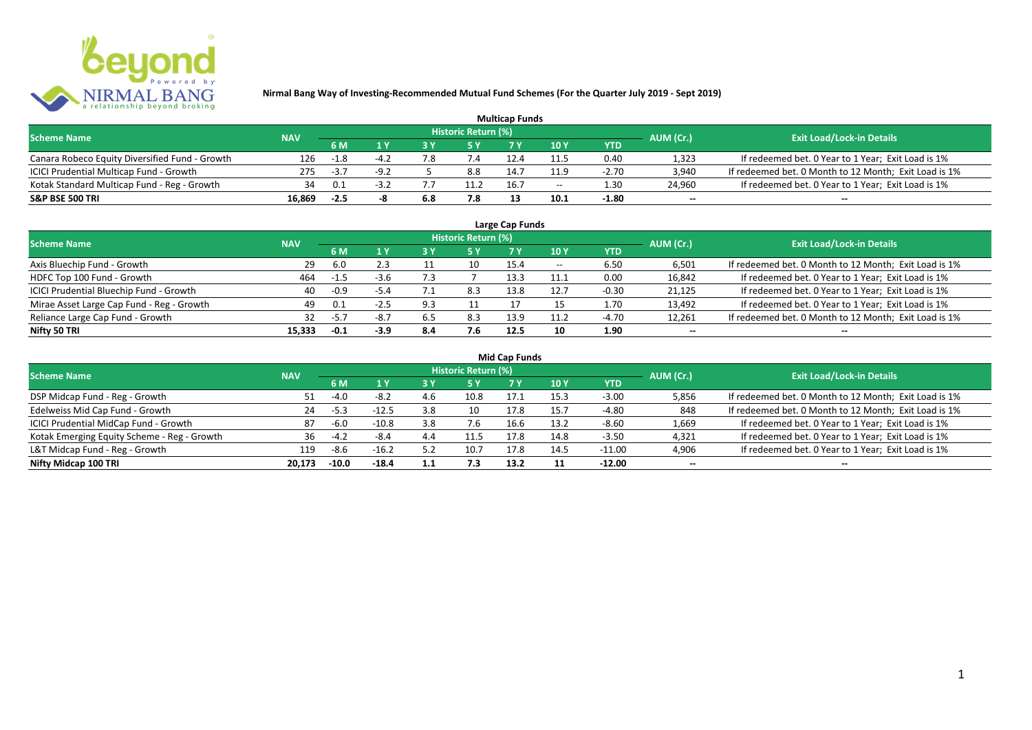# Nirmal Bang Way of Investing-Recommended Mutual Fund Schemes (For the Quarter July 2019 - Sept 2019)

## Multicap Funds

| Scheme Name | NAV | Historic Return (%) | | | | | | | AUM (Cr.) | Exit Load/Lock-in Details |
|---|---|---|---|---|---|---|---|---|---|---|
| | | 6 M | 1 Y | 3 Y | 5 Y | 7 Y | 10 Y | YTD | | |
| Canara Robeco Equity Diversified Fund - Growth | 126 | -1.8 | -4.2 | 7.8 | 7.4 | 12.4 | 11.5 | 0.40 | 1,323 | If redeemed bet. 0 Year to 1 Year; Exit Load is 1% |
| ICICI Prudential Multicap Fund - Growth | 275 | -3.7 | -9.2 | 5 | 8.8 | 14.7 | 11.9 | -2.70 | 3,940 | If redeemed bet. 0 Month to 12 Month; Exit Load is 1% |
| Kotak Standard Multicap Fund - Reg - Growth | 34 | 0.1 | -3.2 | 7.7 | 11.2 | 16.7 | -- | 1.30 | 24,960 | If redeemed bet. 0 Year to 1 Year; Exit Load is 1% |
| **S&P BSE 500 TRI** | **16,869** | **-2.5** | **-8** | **6.8** | **7.8** | **13** | **10.1** | **-1.80** | **--** | **--** |

## Large Cap Funds

| Scheme Name | NAV | Historic Return (%) | | | | | | | AUM (Cr.) | Exit Load/Lock-in Details |
|---|---|---|---|---|---|---|---|---|---|---|
| | | 6 M | 1 Y | 3 Y | 5 Y | 7 Y | 10 Y | YTD | | |
| Axis Bluechip Fund - Growth | 29 | 6.0 | 2.3 | 11 | 10 | 15.4 | -- | 6.50 | 6,501 | If redeemed bet. 0 Month to 12 Month; Exit Load is 1% |
| HDFC Top 100 Fund - Growth | 464 | -1.5 | -3.6 | 7.3 | 7 | 13.3 | 11.1 | 0.00 | 16,842 | If redeemed bet. 0 Year to 1 Year; Exit Load is 1% |
| ICICI Prudential Bluechip Fund - Growth | 40 | -0.9 | -5.4 | 7.1 | 8.3 | 13.8 | 12.7 | -0.30 | 21,125 | If redeemed bet. 0 Year to 1 Year; Exit Load is 1% |
| Mirae Asset Large Cap Fund - Reg - Growth | 49 | 0.1 | -2.5 | 9.3 | 11 | 17 | 15 | 1.70 | 13,492 | If redeemed bet. 0 Year to 1 Year; Exit Load is 1% |
| Reliance Large Cap Fund - Growth | 32 | -5.7 | -8.7 | 6.5 | 8.3 | 13.9 | 11.2 | -4.70 | 12,261 | If redeemed bet. 0 Month to 12 Month; Exit Load is 1% |
| **Nifty 50 TRI** | **15,333** | **-0.1** | **-3.9** | **8.4** | **7.6** | **12.5** | **10** | **1.90** | **--** | **--** |

## Mid Cap Funds

| Scheme Name | NAV | Historic Return (%) | | | | | | | AUM (Cr.) | Exit Load/Lock-in Details |
|---|---|---|---|---|---|---|---|---|---|---|
| | | 6 M | 1 Y | 3 Y | 5 Y | 7 Y | 10 Y | YTD | | |
| DSP Midcap Fund - Reg - Growth | 51 | -4.0 | -8.2 | 4.6 | 10.8 | 17.1 | 15.3 | -3.00 | 5,856 | If redeemed bet. 0 Month to 12 Month; Exit Load is 1% |
| Edelweiss Mid Cap Fund - Growth | 24 | -5.3 | -12.5 | 3.8 | 10 | 17.8 | 15.7 | -4.80 | 848 | If redeemed bet. 0 Month to 12 Month; Exit Load is 1% |
| ICICI Prudential MidCap Fund - Growth | 87 | -6.0 | -10.8 | 3.8 | 7.6 | 16.6 | 13.2 | -8.60 | 1,669 | If redeemed bet. 0 Year to 1 Year; Exit Load is 1% |
| Kotak Emerging Equity Scheme - Reg - Growth | 36 | -4.2 | -8.4 | 4.4 | 11.5 | 17.8 | 14.8 | -3.50 | 4,321 | If redeemed bet. 0 Year to 1 Year; Exit Load is 1% |
| L&T Midcap Fund - Reg - Growth | 119 | -8.6 | -16.2 | 5.2 | 10.7 | 17.8 | 14.5 | -11.00 | 4,906 | If redeemed bet. 0 Year to 1 Year; Exit Load is 1% |
| **Nifty Midcap 100 TRI** | **20,173** | **-10.0** | **-18.4** | **1.1** | **7.3** | **13.2** | **11** | **-12.00** | **--** | **--** |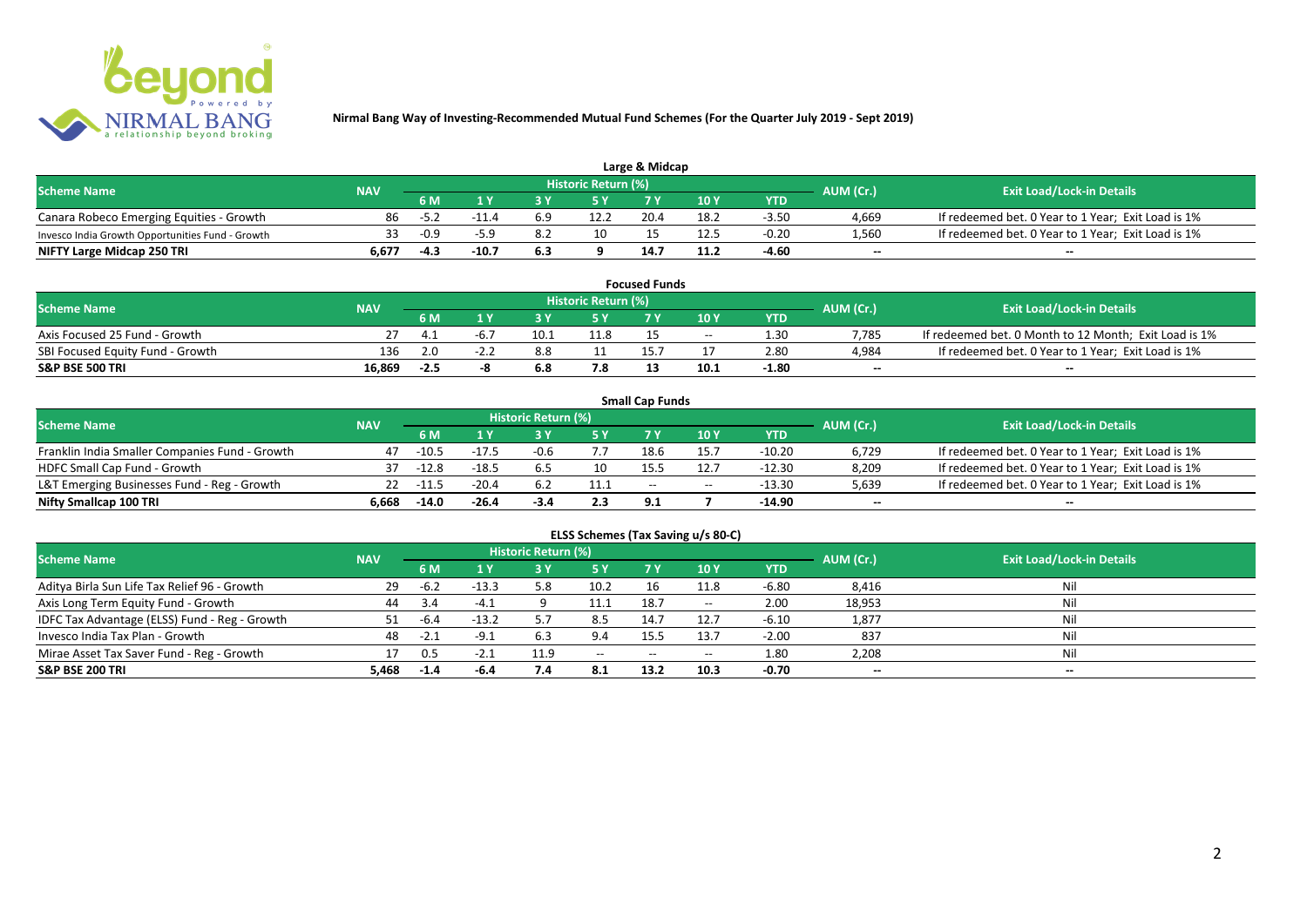# Nirmal Bang Way of Investing-Recommended Mutual Fund Schemes (For the Quarter July 2019 - Sept 2019)

## Large & Midcap

| Scheme Name | NAV | Historic Return (%) | | | | | | | AUM (Cr.) | Exit Load/Lock-in Details |
|---|---|---|---|---|---|---|---|---|---|---|
| | | 6 M | 1 Y | 3 Y | 5 Y | 7 Y | 10 Y | YTD | | |
| Canara Robeco Emerging Equities - Growth | 86 | -5.2 | -11.4 | 6.9 | 12.2 | 20.4 | 18.2 | -3.50 | 4,669 | If redeemed bet. 0 Year to 1 Year; Exit Load is 1% |
| Invesco India Growth Opportunities Fund - Growth | 33 | -0.9 | -5.9 | 8.2 | 10 | 15 | 12.5 | -0.20 | 1,560 | If redeemed bet. 0 Year to 1 Year; Exit Load is 1% |
| **NIFTY Large Midcap 250 TRI** | **6,677** | **-4.3** | **-10.7** | **6.3** | **9** | **14.7** | **11.2** | **-4.60** | **--** | **--** |

## Focused Funds

| Scheme Name | NAV | Historic Return (%) | | | | | | | AUM (Cr.) | Exit Load/Lock-in Details |
|---|---|---|---|---|---|---|---|---|---|---|
| | | 6 M | 1 Y | 3 Y | 5 Y | 7 Y | 10 Y | YTD | | |
| Axis Focused 25 Fund - Growth | 27 | 4.1 | -6.7 | 10.1 | 11.8 | 15 | -- | 1.30 | 7,785 | If redeemed bet. 0 Month to 12 Month; Exit Load is 1% |
| SBI Focused Equity Fund - Growth | 136 | 2.0 | -2.2 | 8.8 | 11 | 15.7 | 17 | 2.80 | 4,984 | If redeemed bet. 0 Year to 1 Year; Exit Load is 1% |
| **S&P BSE 500 TRI** | **16,869** | **-2.5** | **-8** | **6.8** | **7.8** | **13** | **10.1** | **-1.80** | **--** | **--** |

## Small Cap Funds

| Scheme Name | NAV | Historic Return (%) | | | | | | | AUM (Cr.) | Exit Load/Lock-in Details |
|---|---|---|---|---|---|---|---|---|---|---|
| | | 6 M | 1 Y | 3 Y | 5 Y | 7 Y | 10 Y | YTD | | |
| Franklin India Smaller Companies Fund - Growth | 47 | -10.5 | -17.5 | -0.6 | 7.7 | 18.6 | 15.7 | -10.20 | 6,729 | If redeemed bet. 0 Year to 1 Year; Exit Load is 1% |
| HDFC Small Cap Fund - Growth | 37 | -12.8 | -18.5 | 6.5 | 10 | 15.5 | 12.7 | -12.30 | 8,209 | If redeemed bet. 0 Year to 1 Year; Exit Load is 1% |
| L&T Emerging Businesses Fund - Reg - Growth | 22 | -11.5 | -20.4 | 6.2 | 11.1 | -- | -- | -13.30 | 5,639 | If redeemed bet. 0 Year to 1 Year; Exit Load is 1% |
| **Nifty Smallcap 100 TRI** | **6,668** | **-14.0** | **-26.4** | **-3.4** | **2.3** | **9.1** | **7** | **-14.90** | **--** | **--** |

## ELSS Schemes (Tax Saving u/s 80-C)

| Scheme Name | NAV | Historic Return (%) | | | | | | | AUM (Cr.) | Exit Load/Lock-in Details |
|---|---|---|---|---|---|---|---|---|---|---|
| | | 6 M | 1 Y | 3 Y | 5 Y | 7 Y | 10 Y | YTD | | |
| Aditya Birla Sun Life Tax Relief 96 - Growth | 29 | -6.2 | -13.3 | 5.8 | 10.2 | 16 | 11.8 | -6.80 | 8,416 | Nil |
| Axis Long Term Equity Fund - Growth | 44 | 3.4 | -4.1 | 9 | 11.1 | 18.7 | -- | 2.00 | 18,953 | Nil |
| IDFC Tax Advantage (ELSS) Fund - Reg - Growth | 51 | -6.4 | -13.2 | 5.7 | 8.5 | 14.7 | 12.7 | -6.10 | 1,877 | Nil |
| Invesco India Tax Plan - Growth | 48 | -2.1 | -9.1 | 6.3 | 9.4 | 15.5 | 13.7 | -2.00 | 837 | Nil |
| Mirae Asset Tax Saver Fund - Reg - Growth | 17 | 0.5 | -2.1 | 11.9 | -- | -- | -- | 1.80 | 2,208 | Nil |
| **S&P BSE 200 TRI** | **5,468** | **-1.4** | **-6.4** | **7.4** | **8.1** | **13.2** | **10.3** | **-0.70** | **--** | **--** |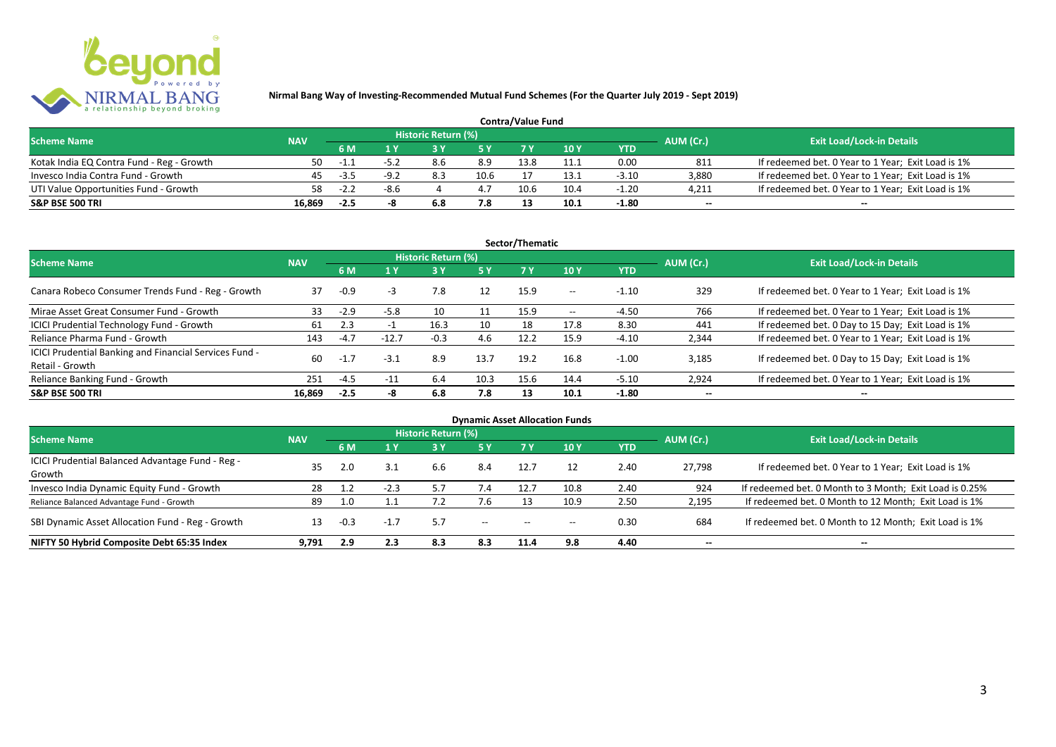## Nirmal Bang Way of Investing-Recommended Mutual Fund Schemes (For the Quarter July 2019 - Sept 2019)

### Contra/Value Fund

| Scheme Name | NAV | Historic Return (%) | | | | | | | AUM (Cr.) | Exit Load/Lock-in Details |
|---|---|---|---|---|---|---|---|---|---|---|
| | | 6 M | 1 Y | 3 Y | 5 Y | 7 Y | 10 Y | YTD | | |
| Kotak India EQ Contra Fund - Reg - Growth | 50 | -1.1 | -5.2 | 8.6 | 8.9 | 13.8 | 11.1 | 0.00 | 811 | If redeemed bet. 0 Year to 1 Year; Exit Load is 1% |
| Invesco India Contra Fund - Growth | 45 | -3.5 | -9.2 | 8.3 | 10.6 | 17 | 13.1 | -3.10 | 3,880 | If redeemed bet. 0 Year to 1 Year; Exit Load is 1% |
| UTI Value Opportunities Fund - Growth | 58 | -2.2 | -8.6 | 4 | 4.7 | 10.6 | 10.4 | -1.20 | 4,211 | If redeemed bet. 0 Year to 1 Year; Exit Load is 1% |
| **S&P BSE 500 TRI** | **16,869** | **-2.5** | **-8** | **6.8** | **7.8** | **13** | **10.1** | **-1.80** | -- | -- |

### Sector/Thematic

| Scheme Name | NAV | Historic Return (%) | | | | | | | AUM (Cr.) | Exit Load/Lock-in Details |
|---|---|---|---|---|---|---|---|---|---|---|
| | | 6 M | 1 Y | 3 Y | 5 Y | 7 Y | 10 Y | YTD | | |
| Canara Robeco Consumer Trends Fund - Reg - Growth | 37 | -0.9 | -3 | 7.8 | 12 | 15.9 | -- | -1.10 | 329 | If redeemed bet. 0 Year to 1 Year; Exit Load is 1% |
| Mirae Asset Great Consumer Fund - Growth | 33 | -2.9 | -5.8 | 10 | 11 | 15.9 | -- | -4.50 | 766 | If redeemed bet. 0 Year to 1 Year; Exit Load is 1% |
| ICICI Prudential Technology Fund - Growth | 61 | 2.3 | -1 | 16.3 | 10 | 18 | 17.8 | 8.30 | 441 | If redeemed bet. 0 Day to 15 Day; Exit Load is 1% |
| Reliance Pharma Fund - Growth | 143 | -4.7 | -12.7 | -0.3 | 4.6 | 12.2 | 15.9 | -4.10 | 2,344 | If redeemed bet. 0 Year to 1 Year; Exit Load is 1% |
| ICICI Prudential Banking and Financial Services Fund - Retail - Growth | 60 | -1.7 | -3.1 | 8.9 | 13.7 | 19.2 | 16.8 | -1.00 | 3,185 | If redeemed bet. 0 Day to 15 Day; Exit Load is 1% |
| Reliance Banking Fund - Growth | 251 | -4.5 | -11 | 6.4 | 10.3 | 15.6 | 14.4 | -5.10 | 2,924 | If redeemed bet. 0 Year to 1 Year; Exit Load is 1% |
| **S&P BSE 500 TRI** | **16,869** | **-2.5** | **-8** | **6.8** | **7.8** | **13** | **10.1** | **-1.80** | -- | -- |

### Dynamic Asset Allocation Funds

| Scheme Name | NAV | Historic Return (%) | | | | | | | AUM (Cr.) | Exit Load/Lock-in Details |
|---|---|---|---|---|---|---|---|---|---|---|
| | | 6 M | 1 Y | 3 Y | 5 Y | 7 Y | 10 Y | YTD | | |
| ICICI Prudential Balanced Advantage Fund - Reg - Growth | 35 | 2.0 | 3.1 | 6.6 | 8.4 | 12.7 | 12 | 2.40 | 27,798 | If redeemed bet. 0 Year to 1 Year; Exit Load is 1% |
| Invesco India Dynamic Equity Fund - Growth | 28 | 1.2 | -2.3 | 5.7 | 7.4 | 12.7 | 10.8 | 2.40 | 924 | If redeemed bet. 0 Month to 3 Month; Exit Load is 0.25% |
| Reliance Balanced Advantage Fund - Growth | 89 | 1.0 | 1.1 | 7.2 | 7.6 | 13 | 10.9 | 2.50 | 2,195 | If redeemed bet. 0 Month to 12 Month; Exit Load is 1% |
| SBI Dynamic Asset Allocation Fund - Reg - Growth | 13 | -0.3 | -1.7 | 5.7 | -- | -- | -- | 0.30 | 684 | If redeemed bet. 0 Month to 12 Month; Exit Load is 1% |
| **NIFTY 50 Hybrid Composite Debt 65:35 Index** | **9,791** | **2.9** | **2.3** | **8.3** | **8.3** | **11.4** | **9.8** | **4.40** | -- | -- |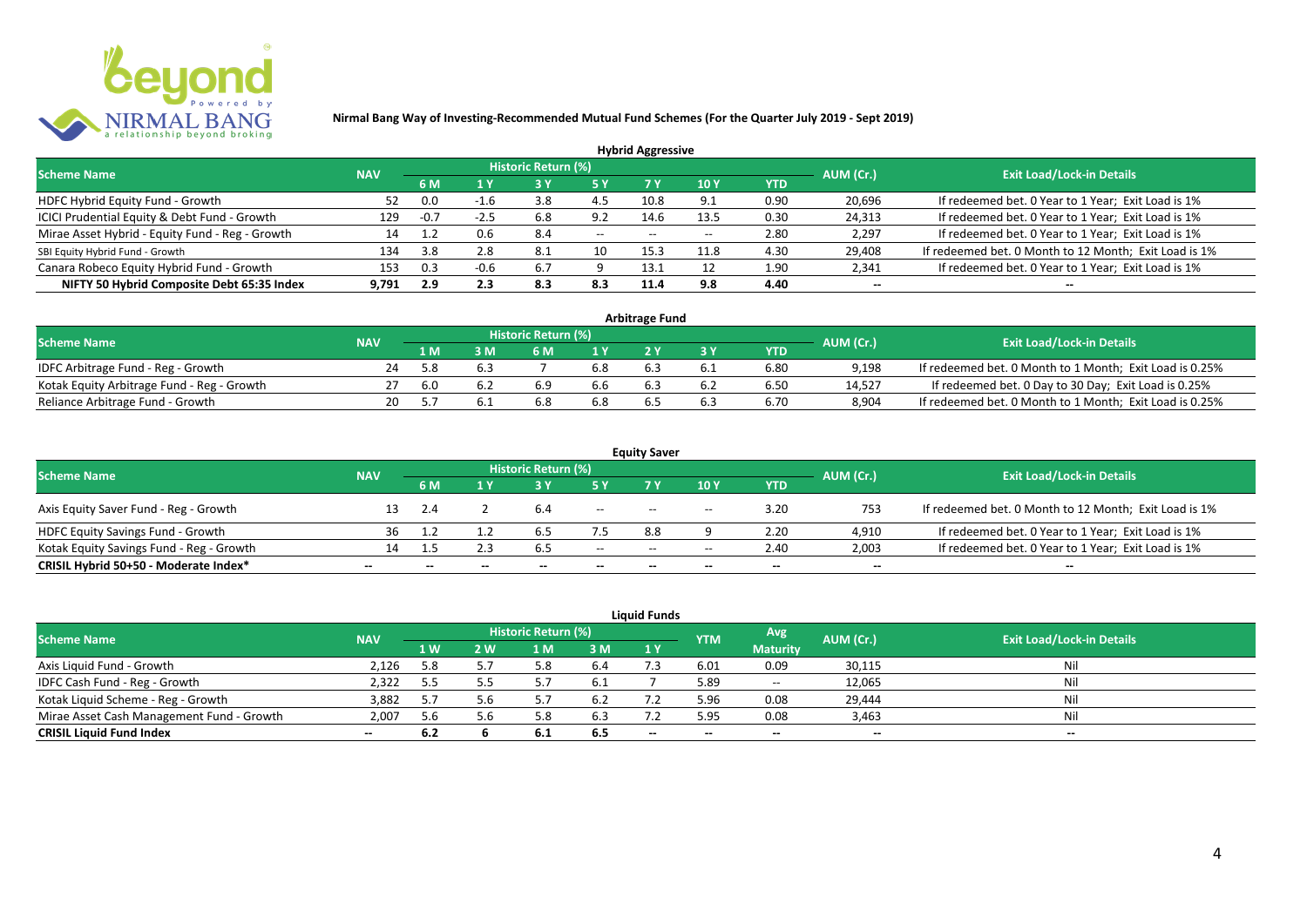**Nirmal Bang Way of Investing-Recommended Mutual Fund Schemes (For the Quarter July 2019 - Sept 2019)**

### Hybrid Aggressive

| Scheme Name | NAV | Historic Return (%) | | | | | | | AUM (Cr.) | Exit Load/Lock-in Details |
|---|---|---|---|---|---|---|---|---|---|---|
| | | 6 M | 1 Y | 3 Y | 5 Y | 7 Y | 10 Y | YTD | | |
| HDFC Hybrid Equity Fund - Growth | 52 | 0.0 | -1.6 | 3.8 | 4.5 | 10.8 | 9.1 | 0.90 | 20,696 | If redeemed bet. 0 Year to 1 Year; Exit Load is 1% |
| ICICI Prudential Equity & Debt Fund - Growth | 129 | -0.7 | -2.5 | 6.8 | 9.2 | 14.6 | 13.5 | 0.30 | 24,313 | If redeemed bet. 0 Year to 1 Year; Exit Load is 1% |
| Mirae Asset Hybrid - Equity Fund - Reg - Growth | 14 | 1.2 | 0.6 | 8.4 | -- | -- | -- | 2.80 | 2,297 | If redeemed bet. 0 Year to 1 Year; Exit Load is 1% |
| SBI Equity Hybrid Fund - Growth | 134 | 3.8 | 2.8 | 8.1 | 10 | 15.3 | 11.8 | 4.30 | 29,408 | If redeemed bet. 0 Month to 12 Month; Exit Load is 1% |
| Canara Robeco Equity Hybrid Fund - Growth | 153 | 0.3 | -0.6 | 6.7 | 9 | 13.1 | 12 | 1.90 | 2,341 | If redeemed bet. 0 Year to 1 Year; Exit Load is 1% |
| **NIFTY 50 Hybrid Composite Debt 65:35 Index** | **9,791** | **2.9** | **2.3** | **8.3** | **8.3** | **11.4** | **9.8** | **4.40** | **--** | **--** |

### Arbitrage Fund

| Scheme Name | NAV | Historic Return (%) | | | | | | | AUM (Cr.) | Exit Load/Lock-in Details |
|---|---|---|---|---|---|---|---|---|---|---|
| | | 1 M | 3 M | 6 M | 1 Y | 2 Y | 3 Y | YTD | | |
| IDFC Arbitrage Fund - Reg - Growth | 24 | 5.8 | 6.3 | 7 | 6.8 | 6.3 | 6.1 | 6.80 | 9,198 | If redeemed bet. 0 Month to 1 Month; Exit Load is 0.25% |
| Kotak Equity Arbitrage Fund - Reg - Growth | 27 | 6.0 | 6.2 | 6.9 | 6.6 | 6.3 | 6.2 | 6.50 | 14,527 | If redeemed bet. 0 Day to 30 Day; Exit Load is 0.25% |
| Reliance Arbitrage Fund - Growth | 20 | 5.7 | 6.1 | 6.8 | 6.8 | 6.5 | 6.3 | 6.70 | 8,904 | If redeemed bet. 0 Month to 1 Month; Exit Load is 0.25% |

### Equity Saver

| Scheme Name | NAV | Historic Return (%) | | | | | | | AUM (Cr.) | Exit Load/Lock-in Details |
|---|---|---|---|---|---|---|---|---|---|---|
| | | 6 M | 1 Y | 3 Y | 5 Y | 7 Y | 10 Y | YTD | | |
| Axis Equity Saver Fund - Reg - Growth | 13 | 2.4 | 2 | 6.4 | -- | -- | -- | 3.20 | 753 | If redeemed bet. 0 Month to 12 Month; Exit Load is 1% |
| HDFC Equity Savings Fund - Growth | 36 | 1.2 | 1.2 | 6.5 | 7.5 | 8.8 | 9 | 2.20 | 4,910 | If redeemed bet. 0 Year to 1 Year; Exit Load is 1% |
| Kotak Equity Savings Fund - Reg - Growth | 14 | 1.5 | 2.3 | 6.5 | -- | -- | -- | 2.40 | 2,003 | If redeemed bet. 0 Year to 1 Year; Exit Load is 1% |
| **CRISIL Hybrid 50+50 - Moderate Index*** | **--** | **--** | **--** | **--** | **--** | **--** | **--** | **--** | **--** | **--** |

### Liquid Funds

| Scheme Name | NAV | Historic Return (%) | | | | | YTM | Avg Maturity | AUM (Cr.) | Exit Load/Lock-in Details |
|---|---|---|---|---|---|---|---|---|---|---|
| | | 1 W | 2 W | 1 M | 3 M | 1 Y | | | | |
| Axis Liquid Fund - Growth | 2,126 | 5.8 | 5.7 | 5.8 | 6.4 | 7.3 | 6.01 | 0.09 | 30,115 | Nil |
| IDFC Cash Fund - Reg - Growth | 2,322 | 5.5 | 5.5 | 5.7 | 6.1 | 7 | 5.89 | -- | 12,065 | Nil |
| Kotak Liquid Scheme - Reg - Growth | 3,882 | 5.7 | 5.6 | 5.7 | 6.2 | 7.2 | 5.96 | 0.08 | 29,444 | Nil |
| Mirae Asset Cash Management Fund - Growth | 2,007 | 5.6 | 5.6 | 5.8 | 6.3 | 7.2 | 5.95 | 0.08 | 3,463 | Nil |
| **CRISIL Liquid Fund Index** | **--** | **6.2** | **6** | **6.1** | **6.5** | **--** | **--** | **--** | **--** | **--** |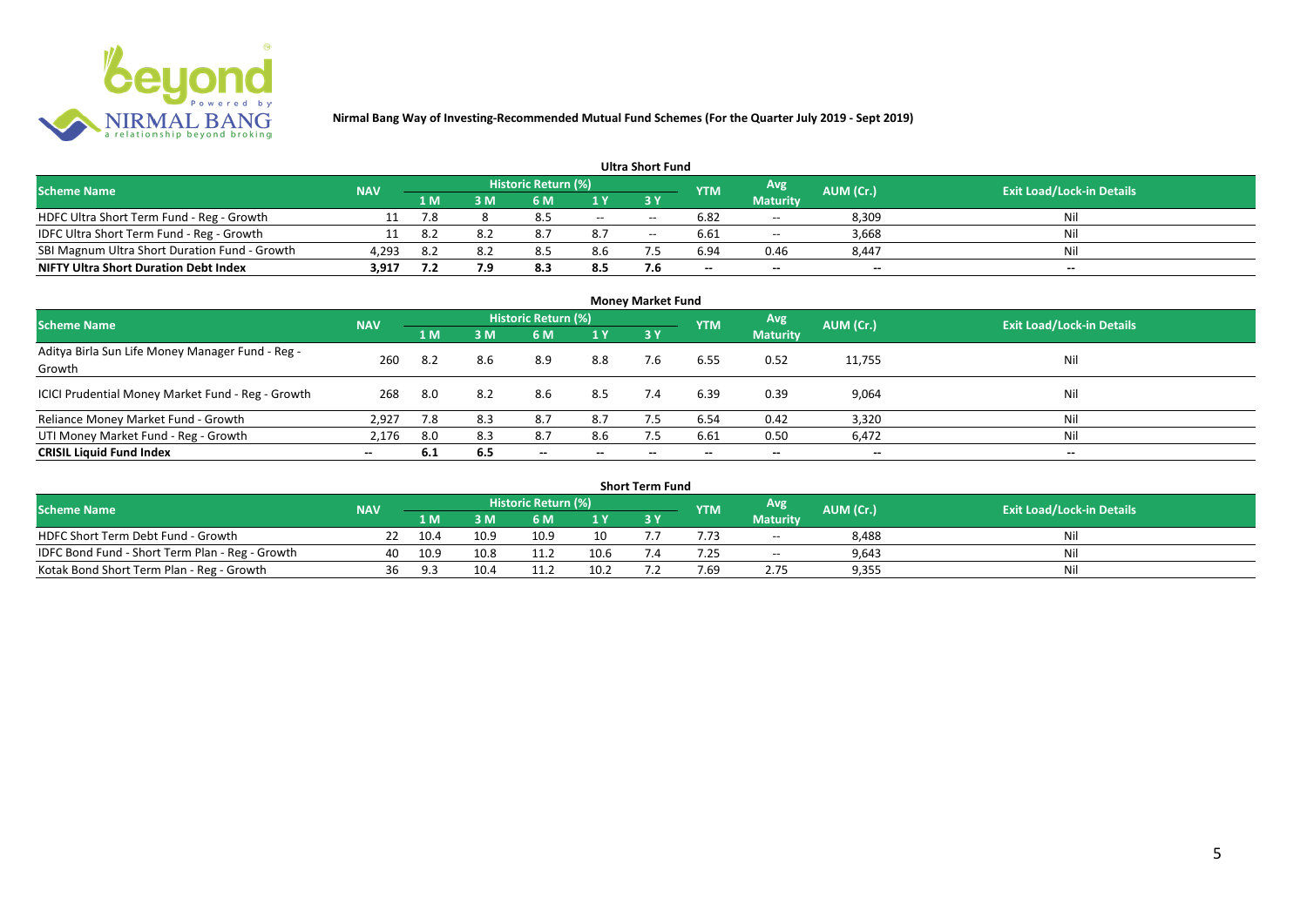**Nirmal Bang Way of Investing-Recommended Mutual Fund Schemes (For the Quarter July 2019 - Sept 2019)**

## Ultra Short Fund

| Scheme Name | NAV | Historic Return (%) | | | | | YTM | Avg Maturity | AUM (Cr.) | Exit Load/Lock-in Details |
|---|---|---|---|---|---|---|---|---|---|---|
| | | 1 M | 3 M | 6 M | 1 Y | 3 Y | | | | |
| HDFC Ultra Short Term Fund - Reg - Growth | 11 | 7.8 | 8 | 8.5 | -- | -- | 6.82 | -- | 8,309 | Nil |
| IDFC Ultra Short Term Fund - Reg - Growth | 11 | 8.2 | 8.2 | 8.7 | 8.7 | -- | 6.61 | -- | 3,668 | Nil |
| SBI Magnum Ultra Short Duration Fund - Growth | 4,293 | 8.2 | 8.2 | 8.5 | 8.6 | 7.5 | 6.94 | 0.46 | 8,447 | Nil |
| **NIFTY Ultra Short Duration Debt Index** | **3,917** | **7.2** | **7.9** | **8.3** | **8.5** | **7.6** | **--** | **--** | **--** | **--** |

## Money Market Fund

| Scheme Name | NAV | Historic Return (%) | | | | | YTM | Avg Maturity | AUM (Cr.) | Exit Load/Lock-in Details |
|---|---|---|---|---|---|---|---|---|---|---|
| | | 1 M | 3 M | 6 M | 1 Y | 3 Y | | | | |
| Aditya Birla Sun Life Money Manager Fund - Reg - Growth | 260 | 8.2 | 8.6 | 8.9 | 8.8 | 7.6 | 6.55 | 0.52 | 11,755 | Nil |
| ICICI Prudential Money Market Fund - Reg - Growth | 268 | 8.0 | 8.2 | 8.6 | 8.5 | 7.4 | 6.39 | 0.39 | 9,064 | Nil |
| Reliance Money Market Fund - Growth | 2,927 | 7.8 | 8.3 | 8.7 | 8.7 | 7.5 | 6.54 | 0.42 | 3,320 | Nil |
| UTI Money Market Fund - Reg - Growth | 2,176 | 8.0 | 8.3 | 8.7 | 8.6 | 7.5 | 6.61 | 0.50 | 6,472 | Nil |
| **CRISIL Liquid Fund Index** | **--** | **6.1** | **6.5** | **--** | **--** | **--** | **--** | **--** | **--** | **--** |

## Short Term Fund

| Scheme Name | NAV | Historic Return (%) | | | | | YTM | Avg Maturity | AUM (Cr.) | Exit Load/Lock-in Details |
|---|---|---|---|---|---|---|---|---|---|---|
| | | 1 M | 3 M | 6 M | 1 Y | 3 Y | | | | |
| HDFC Short Term Debt Fund - Growth | 22 | 10.4 | 10.9 | 10.9 | 10 | 7.7 | 7.73 | -- | 8,488 | Nil |
| IDFC Bond Fund - Short Term Plan - Reg - Growth | 40 | 10.9 | 10.8 | 11.2 | 10.6 | 7.4 | 7.25 | -- | 9,643 | Nil |
| Kotak Bond Short Term Plan - Reg - Growth | 36 | 9.3 | 10.4 | 11.2 | 10.2 | 7.2 | 7.69 | 2.75 | 9,355 | Nil |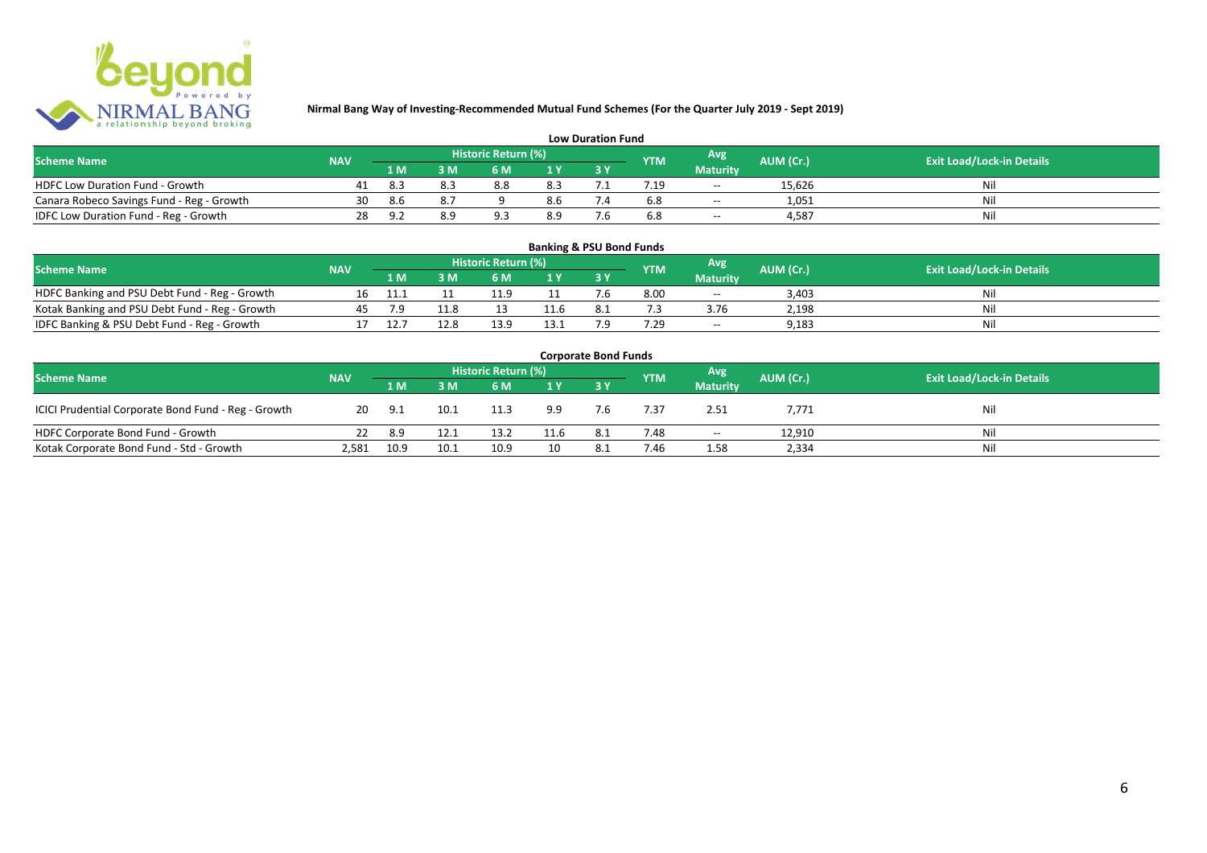**Nirmal Bang Way of Investing-Recommended Mutual Fund Schemes (For the Quarter July 2019 - Sept 2019)**

### Low Duration Fund

| Scheme Name | NAV | Historic Return (%) | | | | | YTM | Avg Maturity | AUM (Cr.) | Exit Load/Lock-in Details |
|---|---|---|---|---|---|---|---|---|---|---|
| | | 1 M | 3 M | 6 M | 1 Y | 3 Y | | | | |
| HDFC Low Duration Fund - Growth | 41 | 8.3 | 8.3 | 8.8 | 8.3 | 7.1 | 7.19 | -- | 15,626 | Nil |
| Canara Robeco Savings Fund - Reg - Growth | 30 | 8.6 | 8.7 | 9 | 8.6 | 7.4 | 6.8 | -- | 1,051 | Nil |
| IDFC Low Duration Fund - Reg - Growth | 28 | 9.2 | 8.9 | 9.3 | 8.9 | 7.6 | 6.8 | -- | 4,587 | Nil |

### Banking & PSU Bond Funds

| Scheme Name | NAV | Historic Return (%) | | | | | YTM | Avg Maturity | AUM (Cr.) | Exit Load/Lock-in Details |
|---|---|---|---|---|---|---|---|---|---|---|
| | | 1 M | 3 M | 6 M | 1 Y | 3 Y | | | | |
| HDFC Banking and PSU Debt Fund - Reg - Growth | 16 | 11.1 | 11 | 11.9 | 11 | 7.6 | 8.00 | -- | 3,403 | Nil |
| Kotak Banking and PSU Debt Fund - Reg - Growth | 45 | 7.9 | 11.8 | 13 | 11.6 | 8.1 | 7.3 | 3.76 | 2,198 | Nil |
| IDFC Banking & PSU Debt Fund - Reg - Growth | 17 | 12.7 | 12.8 | 13.9 | 13.1 | 7.9 | 7.29 | -- | 9,183 | Nil |

### Corporate Bond Funds

| Scheme Name | NAV | Historic Return (%) | | | | | YTM | Avg Maturity | AUM (Cr.) | Exit Load/Lock-in Details |
|---|---|---|---|---|---|---|---|---|---|---|
| | | 1 M | 3 M | 6 M | 1 Y | 3 Y | | | | |
| ICICI Prudential Corporate Bond Fund - Reg - Growth | 20 | 9.1 | 10.1 | 11.3 | 9.9 | 7.6 | 7.37 | 2.51 | 7,771 | Nil |
| HDFC Corporate Bond Fund - Growth | 22 | 8.9 | 12.1 | 13.2 | 11.6 | 8.1 | 7.48 | -- | 12,910 | Nil |
| Kotak Corporate Bond Fund - Std - Growth | 2,581 | 10.9 | 10.1 | 10.9 | 10 | 8.1 | 7.46 | 1.58 | 2,334 | Nil |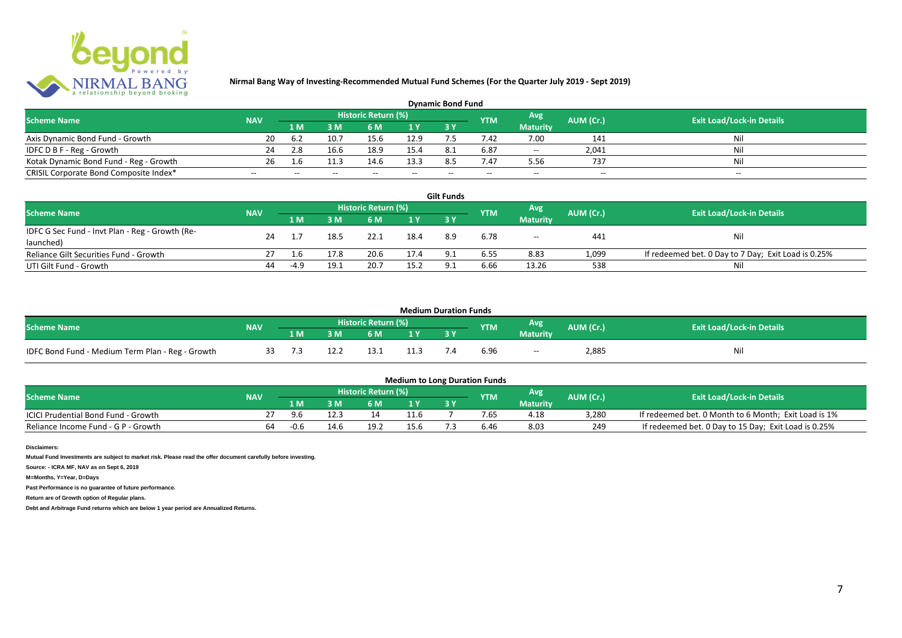**Nirmal Bang Way of Investing-Recommended Mutual Fund Schemes (For the Quarter July 2019 - Sept 2019)**

### Dynamic Bond Fund

| Scheme Name | NAV | Historic Return (%) | | | | | YTM | Avg Maturity | AUM (Cr.) | Exit Load/Lock-in Details |
|---|---|---|---|---|---|---|---|---|---|---|
| | | 1 M | 3 M | 6 M | 1 Y | 3 Y | | | | |
| Axis Dynamic Bond Fund - Growth | 20 | 6.2 | 10.7 | 15.6 | 12.9 | 7.5 | 7.42 | 7.00 | 141 | Nil |
| IDFC D B F - Reg - Growth | 24 | 2.8 | 16.6 | 18.9 | 15.4 | 8.1 | 6.87 | -- | 2,041 | Nil |
| Kotak Dynamic Bond Fund - Reg - Growth | 26 | 1.6 | 11.3 | 14.6 | 13.3 | 8.5 | 7.47 | 5.56 | 737 | Nil |
| CRISIL Corporate Bond Composite Index* | -- | -- | -- | -- | -- | -- | -- | -- | -- | -- |

### Gilt Funds

| Scheme Name | NAV | Historic Return (%) | | | | | YTM | Avg Maturity | AUM (Cr.) | Exit Load/Lock-in Details |
|---|---|---|---|---|---|---|---|---|---|---|
| | | 1 M | 3 M | 6 M | 1 Y | 3 Y | | | | |
| IDFC G Sec Fund - Invt Plan - Reg - Growth (Re-launched) | 24 | 1.7 | 18.5 | 22.1 | 18.4 | 8.9 | 6.78 | -- | 441 | Nil |
| Reliance Gilt Securities Fund - Growth | 27 | 1.6 | 17.8 | 20.6 | 17.4 | 9.1 | 6.55 | 8.83 | 1,099 | If redeemed bet. 0 Day to 7 Day; Exit Load is 0.25% |
| UTI Gilt Fund - Growth | 44 | -4.9 | 19.1 | 20.7 | 15.2 | 9.1 | 6.66 | 13.26 | 538 | Nil |

### Medium Duration Funds

| Scheme Name | NAV | Historic Return (%) | | | | | YTM | Avg Maturity | AUM (Cr.) | Exit Load/Lock-in Details |
|---|---|---|---|---|---|---|---|---|---|---|
| | | 1 M | 3 M | 6 M | 1 Y | 3 Y | | | | |
| IDFC Bond Fund - Medium Term Plan - Reg - Growth | 33 | 7.3 | 12.2 | 13.1 | 11.3 | 7.4 | 6.96 | -- | 2,885 | Nil |

### Medium to Long Duration Funds

| Scheme Name | NAV | Historic Return (%) | | | | | YTM | Avg Maturity | AUM (Cr.) | Exit Load/Lock-in Details |
|---|---|---|---|---|---|---|---|---|---|---|
| | | 1 M | 3 M | 6 M | 1 Y | 3 Y | | | | |
| ICICI Prudential Bond Fund - Growth | 27 | 9.6 | 12.3 | 14 | 11.6 | 7 | 7.65 | 4.18 | 3,280 | If redeemed bet. 0 Month to 6 Month; Exit Load is 1% |
| Reliance Income Fund - G P - Growth | 64 | -0.6 | 14.6 | 19.2 | 15.6 | 7.3 | 6.46 | 8.03 | 249 | If redeemed bet. 0 Day to 15 Day; Exit Load is 0.25% |

**Disclaimers:**

**Mutual Fund Investments are subject to market risk. Please read the offer document carefully before investing.**

**Source: - ICRA MF, NAV as on Sept 6, 2019**

**M=Months, Y=Year, D=Days**

**Past Performance is no guarantee of future performance.**

**Return are of Growth option of Regular plans.**

**Debt and Arbitrage Fund returns which are below 1 year period are Annualized Returns.**